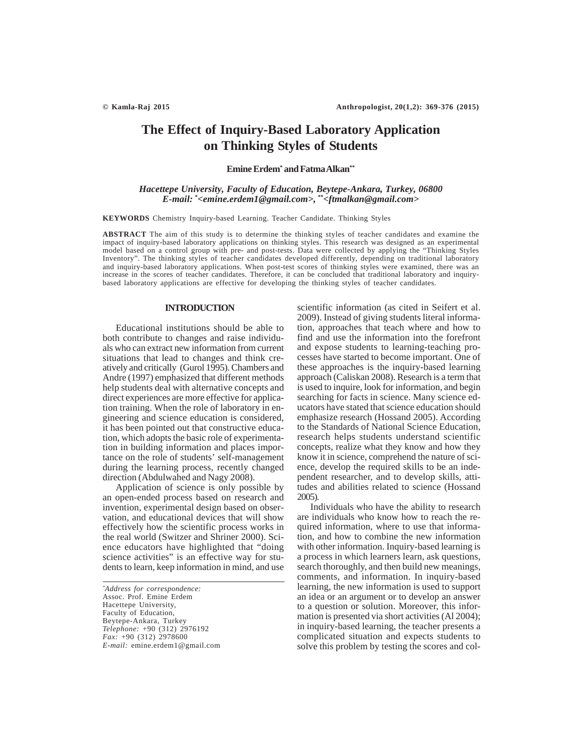# The Effect of Inquiry-Based Laboratory Application on Thinking Styles of Students

**Emine Erdem[*] and Fatma Alkan[**]**

*Hacettepe University, Faculty of Education, Beytepe-Ankara, Turkey, 06800*
*E-mail: [*]<emine.erdem1@gmail.com>, [**]<ftmalkan@gmail.com>*

**KEYWORDS** Chemistry Inquiry-based Learning. Teacher Candidate. Thinking Styles

**ABSTRACT** The aim of this study is to determine the thinking styles of teacher candidates and examine the impact of inquiry-based laboratory applications on thinking styles. This research was designed as an experimental model based on a control group with pre- and post-tests. Data were collected by applying the "Thinking Styles Inventory". The thinking styles of teacher candidates developed differently, depending on traditional laboratory and inquiry-based laboratory applications. When post-test scores of thinking styles were examined, there was an increase in the scores of teacher candidates. Therefore, it can be concluded that traditional laboratory and inquiry-based laboratory applications are effective for developing the thinking styles of teacher candidates.

## INTRODUCTION

Educational institutions should be able to both contribute to changes and raise individuals who can extract new information from current situations that lead to changes and think creatively and critically (Gurol 1995). Chambers and Andre (1997) emphasized that different methods help students deal with alternative concepts and direct experiences are more effective for application training. When the role of laboratory in engineering and science education is considered, it has been pointed out that constructive education, which adopts the basic role of experimentation in building information and places importance on the role of students' self-management during the learning process, recently changed direction (Abdulwahed and Nagy 2008).

Application of science is only possible by an open-ended process based on research and invention, experimental design based on observation, and educational devices that will show effectively how the scientific process works in the real world (Switzer and Shriner 2000). Science educators have highlighted that "doing science activities" is an effective way for students to learn, keep information in mind, and use scientific information (as cited in Seifert et al. 2009). Instead of giving students literal information, approaches that teach where and how to find and use the information into the forefront and expose students to learning-teaching processes have started to become important. One of these approaches is the inquiry-based learning approach (Caliskan 2008). Research is a term that is used to inquire, look for information, and begin searching for facts in science. Many science educators have stated that science education should emphasize research (Hossand 2005). According to the Standards of National Science Education, research helps students understand scientific concepts, realize what they know and how they know it in science, comprehend the nature of science, develop the required skills to be an independent researcher, and to develop skills, attitudes and abilities related to science (Hossand 2005).

Individuals who have the ability to research are individuals who know how to reach the required information, where to use that information, and how to combine the new information with other information. Inquiry-based learning is a process in which learners learn, ask questions, search thoroughly, and then build new meanings, comments, and information. In inquiry-based learning, the new information is used to support an idea or an argument or to develop an answer to a question or solution. Moreover, this information is presented via short activities (Al 2004); in inquiry-based learning, the teacher presents a complicated situation and expects students to solve this problem by testing the scores and col-

---

[*]*Address for correspondence:*
Assoc. Prof. Emine Erdem
Hacettepe University,
Faculty of Education,
Beytepe-Ankara, Turkey
*Telephone:* +90 (312) 2976192
*Fax:* +90 (312) 2978600
*E-mail:* emine.erdem1@gmail.com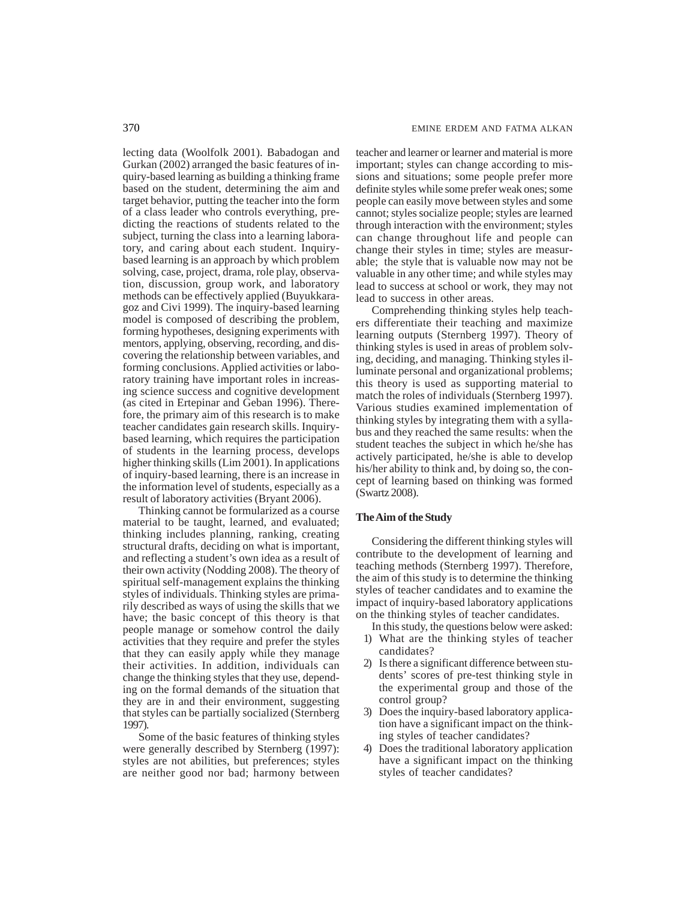lecting data (Woolfolk 2001). Babadogan and Gurkan (2002) arranged the basic features of inquiry-based learning as building a thinking frame based on the student, determining the aim and target behavior, putting the teacher into the form of a class leader who controls everything, predicting the reactions of students related to the subject, turning the class into a learning laboratory, and caring about each student. Inquiry-based learning is an approach by which problem solving, case, project, drama, role play, observation, discussion, group work, and laboratory methods can be effectively applied (Buyukkaragoz and Civi 1999). The inquiry-based learning model is composed of describing the problem, forming hypotheses, designing experiments with mentors, applying, observing, recording, and discovering the relationship between variables, and forming conclusions. Applied activities or laboratory training have important roles in increasing science success and cognitive development (as cited in Ertepinar and Geban 1996). Therefore, the primary aim of this research is to make teacher candidates gain research skills. Inquiry-based learning, which requires the participation of students in the learning process, develops higher thinking skills (Lim 2001). In applications of inquiry-based learning, there is an increase in the information level of students, especially as a result of laboratory activities (Bryant 2006).

Thinking cannot be formularized as a course material to be taught, learned, and evaluated; thinking includes planning, ranking, creating structural drafts, deciding on what is important, and reflecting a student's own idea as a result of their own activity (Nodding 2008). The theory of spiritual self-management explains the thinking styles of individuals. Thinking styles are primarily described as ways of using the skills that we have; the basic concept of this theory is that people manage or somehow control the daily activities that they require and prefer the styles that they can easily apply while they manage their activities. In addition, individuals can change the thinking styles that they use, depending on the formal demands of the situation that they are in and their environment, suggesting that styles can be partially socialized (Sternberg 1997).

Some of the basic features of thinking styles were generally described by Sternberg (1997): styles are not abilities, but preferences; styles are neither good nor bad; harmony between teacher and learner or learner and material is more important; styles can change according to missions and situations; some people prefer more definite styles while some prefer weak ones; some people can easily move between styles and some cannot; styles socialize people; styles are learned through interaction with the environment; styles can change throughout life and people can change their styles in time; styles are measurable; the style that is valuable now may not be valuable in any other time; and while styles may lead to success at school or work, they may not lead to success in other areas.

Comprehending thinking styles help teachers differentiate their teaching and maximize learning outputs (Sternberg 1997). Theory of thinking styles is used in areas of problem solving, deciding, and managing. Thinking styles illuminate personal and organizational problems; this theory is used as supporting material to match the roles of individuals (Sternberg 1997). Various studies examined implementation of thinking styles by integrating them with a syllabus and they reached the same results: when the student teaches the subject in which he/she has actively participated, he/she is able to develop his/her ability to think and, by doing so, the concept of learning based on thinking was formed (Swartz 2008).

## The Aim of the Study

Considering the different thinking styles will contribute to the development of learning and teaching methods (Sternberg 1997). Therefore, the aim of this study is to determine the thinking styles of teacher candidates and to examine the impact of inquiry-based laboratory applications on the thinking styles of teacher candidates.

In this study, the questions below were asked:

1) What are the thinking styles of teacher candidates?
2) Is there a significant difference between students' scores of pre-test thinking style in the experimental group and those of the control group?
3) Does the inquiry-based laboratory application have a significant impact on the thinking styles of teacher candidates?
4) Does the traditional laboratory application have a significant impact on the thinking styles of teacher candidates?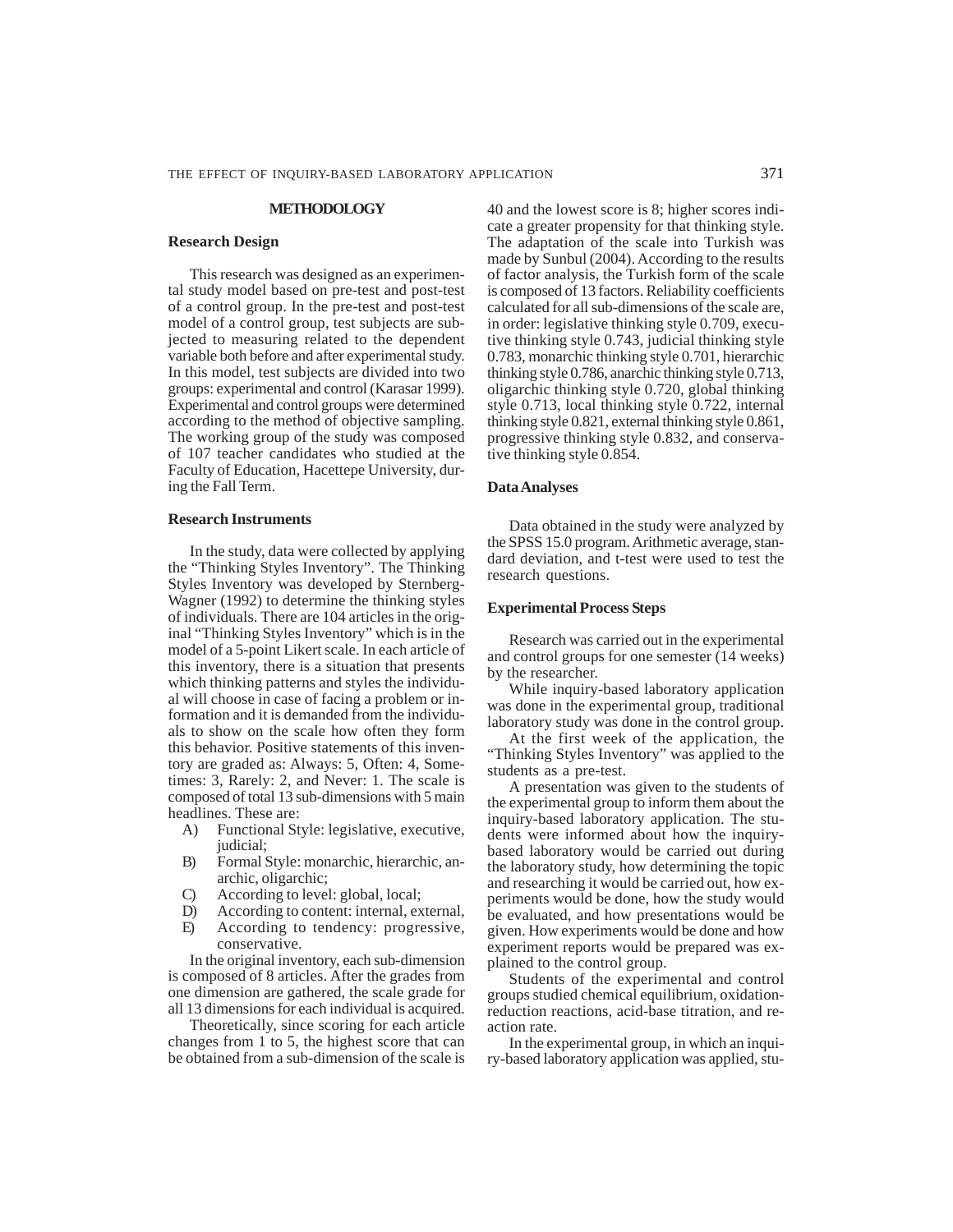## METHODOLOGY

### Research Design

This research was designed as an experimental study model based on pre-test and post-test of a control group. In the pre-test and post-test model of a control group, test subjects are subjected to measuring related to the dependent variable both before and after experimental study. In this model, test subjects are divided into two groups: experimental and control (Karasar 1999). Experimental and control groups were determined according to the method of objective sampling. The working group of the study was composed of 107 teacher candidates who studied at the Faculty of Education, Hacettepe University, during the Fall Term.

### Research Instruments

In the study, data were collected by applying the "Thinking Styles Inventory". The Thinking Styles Inventory was developed by Sternberg-Wagner (1992) to determine the thinking styles of individuals. There are 104 articles in the original "Thinking Styles Inventory" which is in the model of a 5-point Likert scale. In each article of this inventory, there is a situation that presents which thinking patterns and styles the individual will choose in case of facing a problem or information and it is demanded from the individuals to show on the scale how often they form this behavior. Positive statements of this inventory are graded as: Always: 5, Often: 4, Sometimes: 3, Rarely: 2, and Never: 1. The scale is composed of total 13 sub-dimensions with 5 main headlines. These are:

A) Functional Style: legislative, executive, judicial;
B) Formal Style: monarchic, hierarchic, anarchic, oligarchic;
C) According to level: global, local;
D) According to content: internal, external,
E) According to tendency: progressive, conservative.

In the original inventory, each sub-dimension is composed of 8 articles. After the grades from one dimension are gathered, the scale grade for all 13 dimensions for each individual is acquired.

Theoretically, since scoring for each article changes from 1 to 5, the highest score that can be obtained from a sub-dimension of the scale is 40 and the lowest score is 8; higher scores indicate a greater propensity for that thinking style. The adaptation of the scale into Turkish was made by Sunbul (2004). According to the results of factor analysis, the Turkish form of the scale is composed of 13 factors. Reliability coefficients calculated for all sub-dimensions of the scale are, in order: legislative thinking style 0.709, executive thinking style 0.743, judicial thinking style 0.783, monarchic thinking style 0.701, hierarchic thinking style 0.786, anarchic thinking style 0.713, oligarchic thinking style 0.720, global thinking style 0.713, local thinking style 0.722, internal thinking style 0.821, external thinking style 0.861, progressive thinking style 0.832, and conservative thinking style 0.854.

### Data Analyses

Data obtained in the study were analyzed by the SPSS 15.0 program. Arithmetic average, standard deviation, and t-test were used to test the research questions.

### Experimental Process Steps

Research was carried out in the experimental and control groups for one semester (14 weeks) by the researcher.

While inquiry-based laboratory application was done in the experimental group, traditional laboratory study was done in the control group.

At the first week of the application, the "Thinking Styles Inventory" was applied to the students as a pre-test.

A presentation was given to the students of the experimental group to inform them about the inquiry-based laboratory application. The students were informed about how the inquiry-based laboratory would be carried out during the laboratory study, how determining the topic and researching it would be carried out, how experiments would be done, how the study would be evaluated, and how presentations would be given. How experiments would be done and how experiment reports would be prepared was explained to the control group.

Students of the experimental and control groups studied chemical equilibrium, oxidation-reduction reactions, acid-base titration, and reaction rate.

In the experimental group, in which an inquiry-based laboratory application was applied, stu-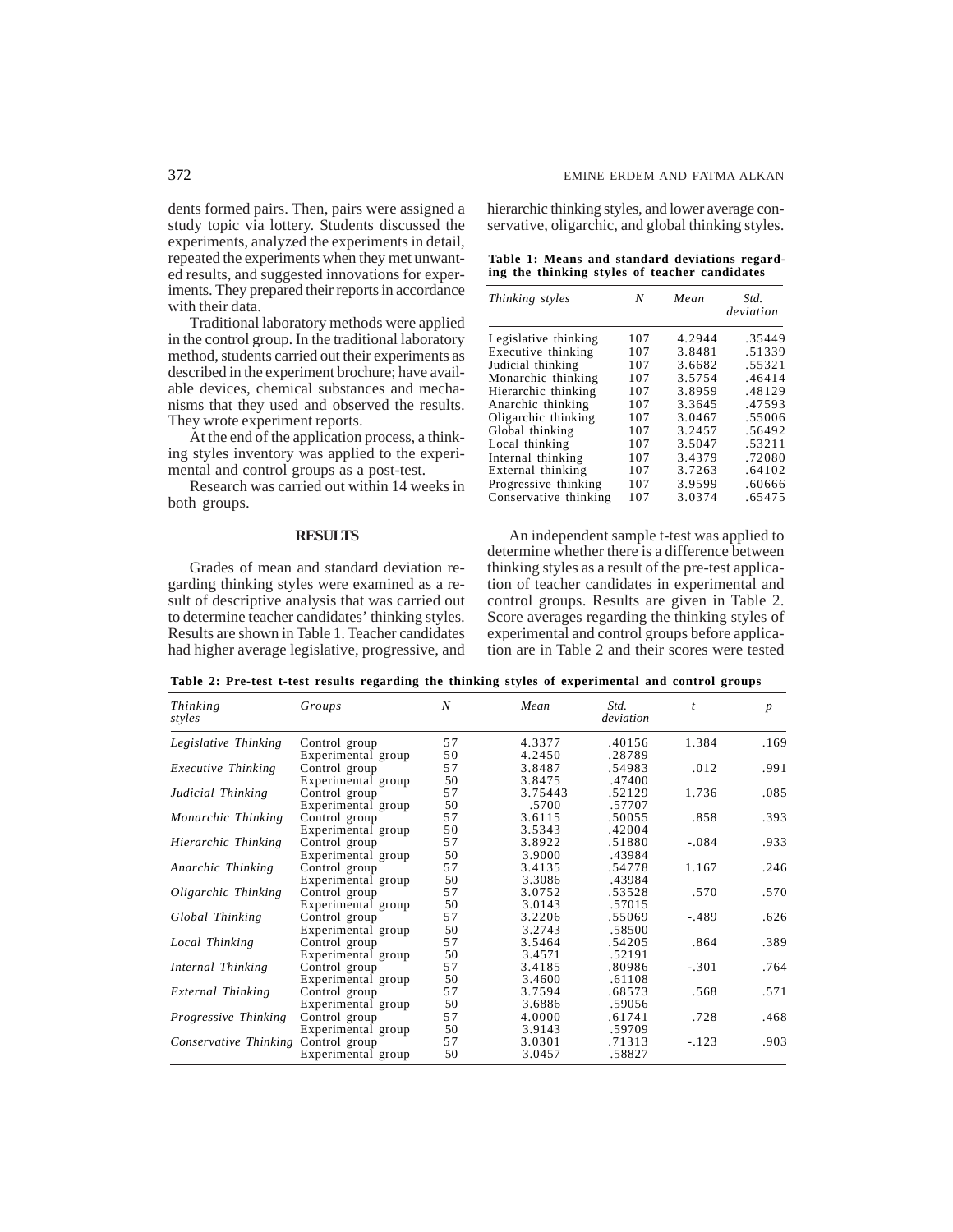dents formed pairs. Then, pairs were assigned a study topic via lottery. Students discussed the experiments, analyzed the experiments in detail, repeated the experiments when they met unwanted results, and suggested innovations for experiments. They prepared their reports in accordance with their data.

Traditional laboratory methods were applied in the control group. In the traditional laboratory method, students carried out their experiments as described in the experiment brochure; have available devices, chemical substances and mechanisms that they used and observed the results. They wrote experiment reports.

At the end of the application process, a thinking styles inventory was applied to the experimental and control groups as a post-test.

Research was carried out within 14 weeks in both groups.

## RESULTS

Grades of mean and standard deviation regarding thinking styles were examined as a result of descriptive analysis that was carried out to determine teacher candidates' thinking styles. Results are shown in Table 1. Teacher candidates had higher average legislative, progressive, and hierarchic thinking styles, and lower average conservative, oligarchic, and global thinking styles.

**Table 1: Means and standard deviations regarding the thinking styles of teacher candidates**

| *Thinking styles* | *N* | *Mean* | *Std. deviation* |
|---|---|---|---|
| Legislative thinking | 107 | 4.2944 | .35449 |
| Executive thinking | 107 | 3.8481 | .51339 |
| Judicial thinking | 107 | 3.6682 | .55321 |
| Monarchic thinking | 107 | 3.5754 | .46414 |
| Hierarchic thinking | 107 | 3.8959 | .48129 |
| Anarchic thinking | 107 | 3.3645 | .47593 |
| Oligarchic thinking | 107 | 3.0467 | .55006 |
| Global thinking | 107 | 3.2457 | .56492 |
| Local thinking | 107 | 3.5047 | .53211 |
| Internal thinking | 107 | 3.4379 | .72080 |
| External thinking | 107 | 3.7263 | .64102 |
| Progressive thinking | 107 | 3.9599 | .60666 |
| Conservative thinking | 107 | 3.0374 | .65475 |

An independent sample t-test was applied to determine whether there is a difference between thinking styles as a result of the pre-test application of teacher candidates in experimental and control groups. Results are given in Table 2. Score averages regarding the thinking styles of experimental and control groups before application are in Table 2 and their scores were tested

**Table 2: Pre-test t-test results regarding the thinking styles of experimental and control groups**

| *Thinking styles* | *Groups* | *N* | *Mean* | *Std. deviation* | *t* | *p* |
|---|---|---|---|---|---|---|
| *Legislative Thinking* | Control group | 57 | 4.3377 | .40156 | 1.384 | .169 |
| | Experimental group | 50 | 4.2450 | .28789 | | |
| *Executive Thinking* | Control group | 57 | 3.8487 | .54983 | .012 | .991 |
| | Experimental group | 50 | 3.8475 | .47400 | | |
| *Judicial Thinking* | Control group | 57 | 3.75443 | .52129 | 1.736 | .085 |
| | Experimental group | 50 | .5700 | .57707 | | |
| *Monarchic Thinking* | Control group | 57 | 3.6115 | .50055 | .858 | .393 |
| | Experimental group | 50 | 3.5343 | .42004 | | |
| *Hierarchic Thinking* | Control group | 57 | 3.8922 | .51880 | -.084 | .933 |
| | Experimental group | 50 | 3.9000 | .43984 | | |
| *Anarchic Thinking* | Control group | 57 | 3.4135 | .54778 | 1.167 | .246 |
| | Experimental group | 50 | 3.3086 | .43984 | | |
| *Oligarchic Thinking* | Control group | 57 | 3.0752 | .53528 | .570 | .570 |
| | Experimental group | 50 | 3.0143 | .57015 | | |
| *Global Thinking* | Control group | 57 | 3.2206 | .55069 | -.489 | .626 |
| | Experimental group | 50 | 3.2743 | .58500 | | |
| *Local Thinking* | Control group | 57 | 3.5464 | .54205 | .864 | .389 |
| | Experimental group | 50 | 3.4571 | .52191 | | |
| *Internal Thinking* | Control group | 57 | 3.4185 | .80986 | -.301 | .764 |
| | Experimental group | 50 | 3.4600 | .61108 | | |
| *External Thinking* | Control group | 57 | 3.7594 | .68573 | .568 | .571 |
| | Experimental group | 50 | 3.6886 | .59056 | | |
| *Progressive Thinking* | Control group | 57 | 4.0000 | .61741 | .728 | .468 |
| | Experimental group | 50 | 3.9143 | .59709 | | |
| *Conservative Thinking* | Control group | 57 | 3.0301 | .71313 | -.123 | .903 |
| | Experimental group | 50 | 3.0457 | .58827 | | |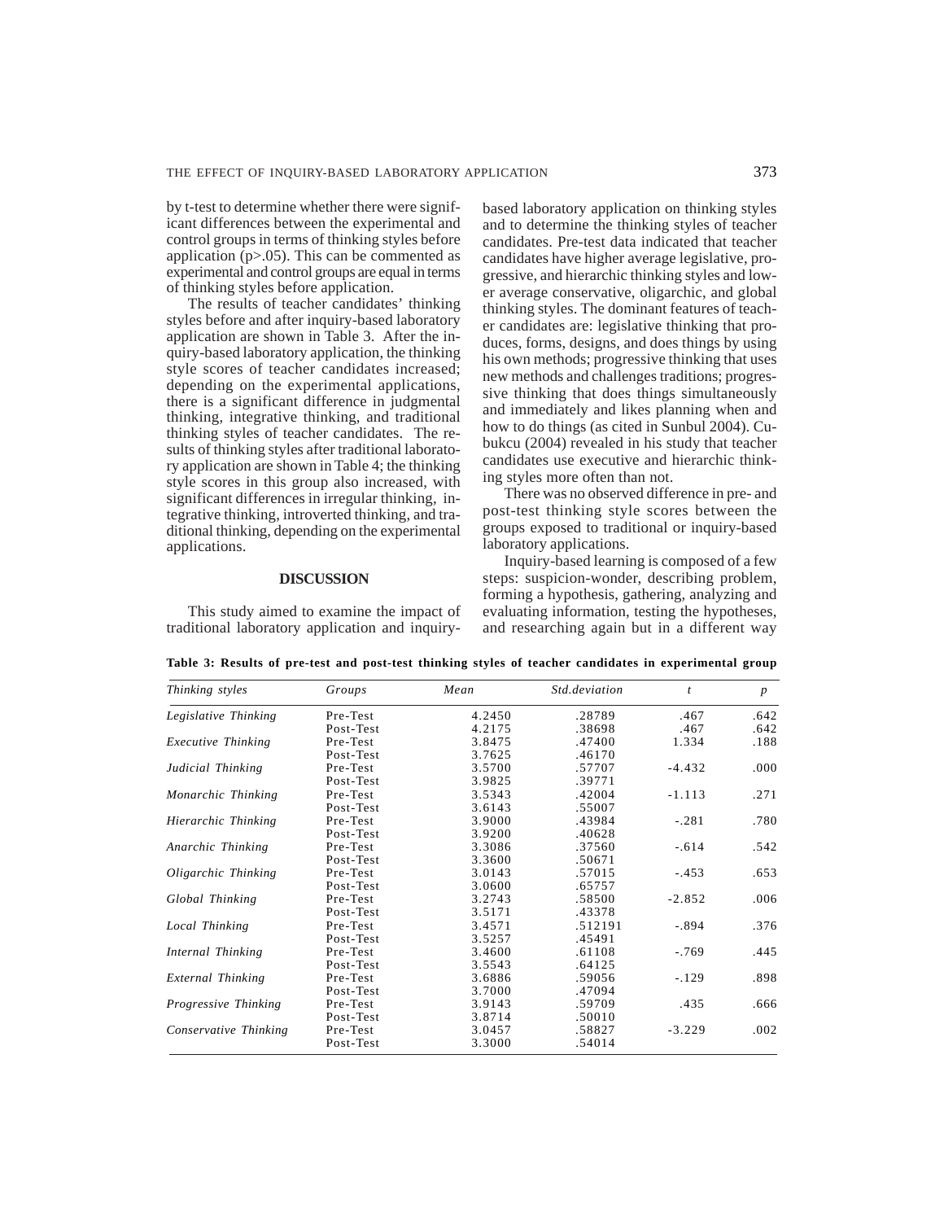by t-test to determine whether there were significant differences between the experimental and control groups in terms of thinking styles before application (p>.05). This can be commented as experimental and control groups are equal in terms of thinking styles before application.

The results of teacher candidates' thinking styles before and after inquiry-based laboratory application are shown in Table 3. After the inquiry-based laboratory application, the thinking style scores of teacher candidates increased; depending on the experimental applications, there is a significant difference in judgmental thinking, integrative thinking, and traditional thinking styles of teacher candidates. The results of thinking styles after traditional laboratory application are shown in Table 4; the thinking style scores in this group also increased, with significant differences in irregular thinking, integrative thinking, introverted thinking, and traditional thinking, depending on the experimental applications.

## DISCUSSION

This study aimed to examine the impact of traditional laboratory application and inquiry-based laboratory application on thinking styles and to determine the thinking styles of teacher candidates. Pre-test data indicated that teacher candidates have higher average legislative, progressive, and hierarchic thinking styles and lower average conservative, oligarchic, and global thinking styles. The dominant features of teacher candidates are: legislative thinking that produces, forms, designs, and does things by using his own methods; progressive thinking that uses new methods and challenges traditions; progressive thinking that does things simultaneously and immediately and likes planning when and how to do things (as cited in Sunbul 2004). Cubukcu (2004) revealed in his study that teacher candidates use executive and hierarchic thinking styles more often than not.

There was no observed difference in pre- and post-test thinking style scores between the groups exposed to traditional or inquiry-based laboratory applications.

Inquiry-based learning is composed of a few steps: suspicion-wonder, describing problem, forming a hypothesis, gathering, analyzing and evaluating information, testing the hypotheses, and researching again but in a different way

**Table 3: Results of pre-test and post-test thinking styles of teacher candidates in experimental group**

| *Thinking styles* | *Groups* | *Mean* | *Std.deviation* | *t* | *p* |
|---|---|---|---|---|---|
| *Legislative Thinking* | Pre-Test | 4.2450 | .28789 | .467 | .642 |
| | Post-Test | 4.2175 | .38698 | .467 | .642 |
| *Executive Thinking* | Pre-Test | 3.8475 | .47400 | 1.334 | .188 |
| | Post-Test | 3.7625 | .46170 | | |
| *Judicial Thinking* | Pre-Test | 3.5700 | .57707 | -4.432 | .000 |
| | Post-Test | 3.9825 | .39771 | | |
| *Monarchic Thinking* | Pre-Test | 3.5343 | .42004 | -1.113 | .271 |
| | Post-Test | 3.6143 | .55007 | | |
| *Hierarchic Thinking* | Pre-Test | 3.9000 | .43984 | -.281 | .780 |
| | Post-Test | 3.9200 | .40628 | | |
| *Anarchic Thinking* | Pre-Test | 3.3086 | .37560 | -.614 | .542 |
| | Post-Test | 3.3600 | .50671 | | |
| *Oligarchic Thinking* | Pre-Test | 3.0143 | .57015 | -.453 | .653 |
| | Post-Test | 3.0600 | .65757 | | |
| *Global Thinking* | Pre-Test | 3.2743 | .58500 | -2.852 | .006 |
| | Post-Test | 3.5171 | .43378 | | |
| *Local Thinking* | Pre-Test | 3.4571 | .512191 | -.894 | .376 |
| | Post-Test | 3.5257 | .45491 | | |
| *Internal Thinking* | Pre-Test | 3.4600 | .61108 | -.769 | .445 |
| | Post-Test | 3.5543 | .64125 | | |
| *External Thinking* | Pre-Test | 3.6886 | .59056 | -.129 | .898 |
| | Post-Test | 3.7000 | .47094 | | |
| *Progressive Thinking* | Pre-Test | 3.9143 | .59709 | .435 | .666 |
| | Post-Test | 3.8714 | .50010 | | |
| *Conservative Thinking* | Pre-Test | 3.0457 | .58827 | -3.229 | .002 |
| | Post-Test | 3.3000 | .54014 | | |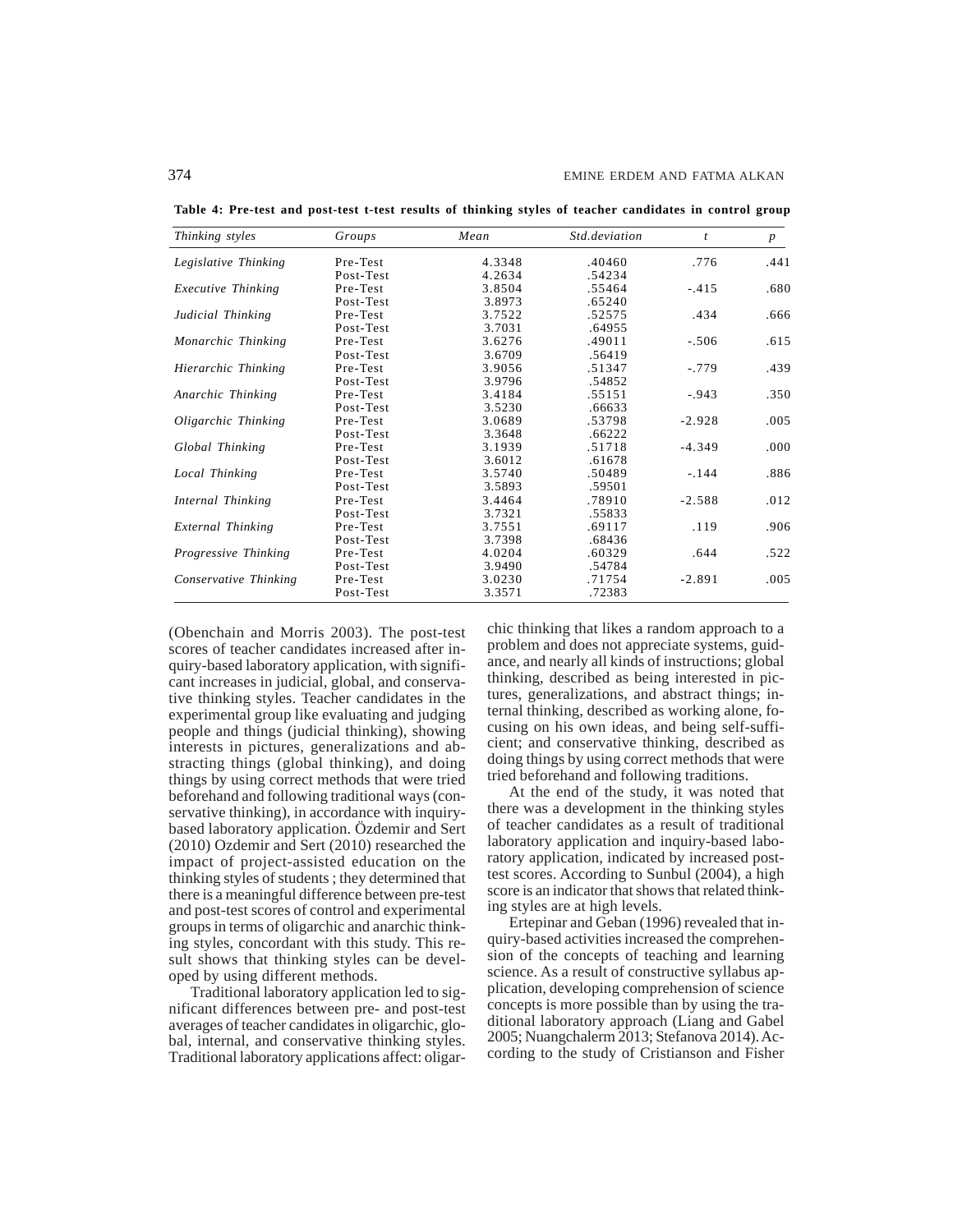**Table 4: Pre-test and post-test t-test results of thinking styles of teacher candidates in control group**

| *Thinking styles* | *Groups* | *Mean* | *Std.deviation* | *t* | *p* |
|---|---|---|---|---|---|
| *Legislative Thinking* | Pre-Test | 4.3348 | .40460 | .776 | .441 |
| | Post-Test | 4.2634 | .54234 | | |
| *Executive Thinking* | Pre-Test | 3.8504 | .55464 | -.415 | .680 |
| | Post-Test | 3.8973 | .65240 | | |
| *Judicial Thinking* | Pre-Test | 3.7522 | .52575 | .434 | .666 |
| | Post-Test | 3.7031 | .64955 | | |
| *Monarchic Thinking* | Pre-Test | 3.6276 | .49011 | -.506 | .615 |
| | Post-Test | 3.6709 | .56419 | | |
| *Hierarchic Thinking* | Pre-Test | 3.9056 | .51347 | -.779 | .439 |
| | Post-Test | 3.9796 | .54852 | | |
| *Anarchic Thinking* | Pre-Test | 3.4184 | .55151 | -.943 | .350 |
| | Post-Test | 3.5230 | .66633 | | |
| *Oligarchic Thinking* | Pre-Test | 3.0689 | .53798 | -2.928 | .005 |
| | Post-Test | 3.3648 | .66222 | | |
| *Global Thinking* | Pre-Test | 3.1939 | .51718 | -4.349 | .000 |
| | Post-Test | 3.6012 | .61678 | | |
| *Local Thinking* | Pre-Test | 3.5740 | .50489 | -.144 | .886 |
| | Post-Test | 3.5893 | .59501 | | |
| *Internal Thinking* | Pre-Test | 3.4464 | .78910 | -2.588 | .012 |
| | Post-Test | 3.7321 | .55833 | | |
| *External Thinking* | Pre-Test | 3.7551 | .69117 | .119 | .906 |
| | Post-Test | 3.7398 | .68436 | | |
| *Progressive Thinking* | Pre-Test | 4.0204 | .60329 | .644 | .522 |
| | Post-Test | 3.9490 | .54784 | | |
| *Conservative Thinking* | Pre-Test | 3.0230 | .71754 | -2.891 | .005 |
| | Post-Test | 3.3571 | .72383 | | |

(Obenchain and Morris 2003). The post-test scores of teacher candidates increased after inquiry-based laboratory application, with significant increases in judicial, global, and conservative thinking styles. Teacher candidates in the experimental group like evaluating and judging people and things (judicial thinking), showing interests in pictures, generalizations and abstracting things (global thinking), and doing things by using correct methods that were tried beforehand and following traditional ways (conservative thinking), in accordance with inquiry-based laboratory application. Özdemir and Sert (2010) Ozdemir and Sert (2010) researched the impact of project-assisted education on the thinking styles of students ; they determined that there is a meaningful difference between pre-test and post-test scores of control and experimental groups in terms of oligarchic and anarchic thinking styles, concordant with this study. This result shows that thinking styles can be developed by using different methods.

Traditional laboratory application led to significant differences between pre- and post-test averages of teacher candidates in oligarchic, global, internal, and conservative thinking styles. Traditional laboratory applications affect: oligarchic thinking that likes a random approach to a problem and does not appreciate systems, guidance, and nearly all kinds of instructions; global thinking, described as being interested in pictures, generalizations, and abstract things; internal thinking, described as working alone, focusing on his own ideas, and being self-sufficient; and conservative thinking, described as doing things by using correct methods that were tried beforehand and following traditions.

At the end of the study, it was noted that there was a development in the thinking styles of teacher candidates as a result of traditional laboratory application and inquiry-based laboratory application, indicated by increased post-test scores. According to Sunbul (2004), a high score is an indicator that shows that related thinking styles are at high levels.

Ertepinar and Geban (1996) revealed that inquiry-based activities increased the comprehension of the concepts of teaching and learning science. As a result of constructive syllabus application, developing comprehension of science concepts is more possible than by using the traditional laboratory approach (Liang and Gabel 2005; Nuangchalerm 2013; Stefanova 2014). According to the study of Cristianson and Fisher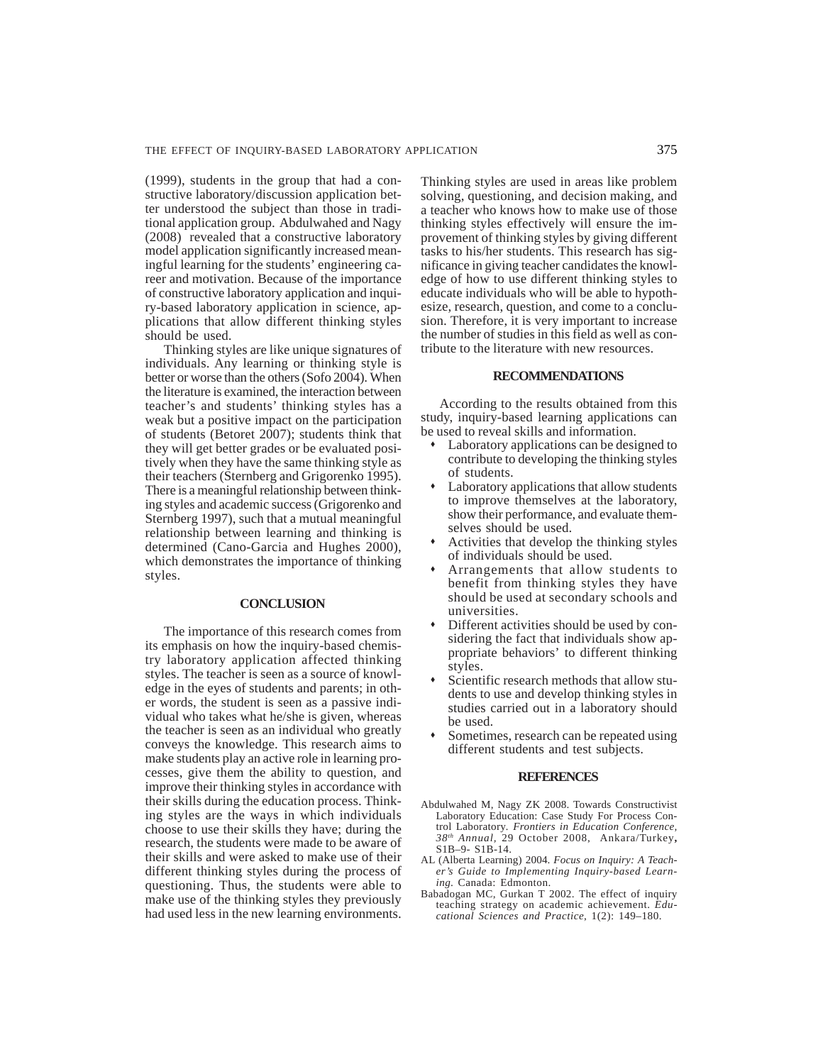(1999), students in the group that had a constructive laboratory/discussion application better understood the subject than those in traditional application group. Abdulwahed and Nagy (2008) revealed that a constructive laboratory model application significantly increased meaningful learning for the students' engineering career and motivation. Because of the importance of constructive laboratory application and inquiry-based laboratory application in science, applications that allow different thinking styles should be used.

Thinking styles are like unique signatures of individuals. Any learning or thinking style is better or worse than the others (Sofo 2004). When the literature is examined, the interaction between teacher's and students' thinking styles has a weak but a positive impact on the participation of students (Betoret 2007); students think that they will get better grades or be evaluated positively when they have the same thinking style as their teachers (Sternberg and Grigorenko 1995). There is a meaningful relationship between thinking styles and academic success (Grigorenko and Sternberg 1997), such that a mutual meaningful relationship between learning and thinking is determined (Cano-Garcia and Hughes 2000), which demonstrates the importance of thinking styles.

## CONCLUSION

The importance of this research comes from its emphasis on how the inquiry-based chemistry laboratory application affected thinking styles. The teacher is seen as a source of knowledge in the eyes of students and parents; in other words, the student is seen as a passive individual who takes what he/she is given, whereas the teacher is seen as an individual who greatly conveys the knowledge. This research aims to make students play an active role in learning processes, give them the ability to question, and improve their thinking styles in accordance with their skills during the education process. Thinking styles are the ways in which individuals choose to use their skills they have; during the research, the students were made to be aware of their skills and were asked to make use of their different thinking styles during the process of questioning. Thus, the students were able to make use of the thinking styles they previously had used less in the new learning environments. Thinking styles are used in areas like problem solving, questioning, and decision making, and a teacher who knows how to make use of those thinking styles effectively will ensure the improvement of thinking styles by giving different tasks to his/her students. This research has significance in giving teacher candidates the knowledge of how to use different thinking styles to educate individuals who will be able to hypothesize, research, question, and come to a conclusion. Therefore, it is very important to increase the number of studies in this field as well as contribute to the literature with new resources.

## RECOMMENDATIONS

According to the results obtained from this study, inquiry-based learning applications can be used to reveal skills and information.

- Laboratory applications can be designed to contribute to developing the thinking styles of students.
- Laboratory applications that allow students to improve themselves at the laboratory, show their performance, and evaluate themselves should be used.
- Activities that develop the thinking styles of individuals should be used.
- Arrangements that allow students to benefit from thinking styles they have should be used at secondary schools and universities.
- Different activities should be used by considering the fact that individuals show appropriate behaviors' to different thinking styles.
- Scientific research methods that allow students to use and develop thinking styles in studies carried out in a laboratory should be used.
- Sometimes, research can be repeated using different students and test subjects.

## REFERENCES

Abdulwahed M, Nagy ZK 2008. Towards Constructivist Laboratory Education: Case Study For Process Control Laboratory. *Frontiers in Education Conference, 38th Annual*, 29 October 2008, Ankara/Turkey, S1B–9- S1B-14.

AL (Alberta Learning) 2004. *Focus on Inquiry: A Teacher's Guide to Implementing Inquiry-based Learning.* Canada: Edmonton.

Babadogan MC, Gurkan T 2002. The effect of inquiry teaching strategy on academic achievement. *Educational Sciences and Practice*, 1(2): 149–180.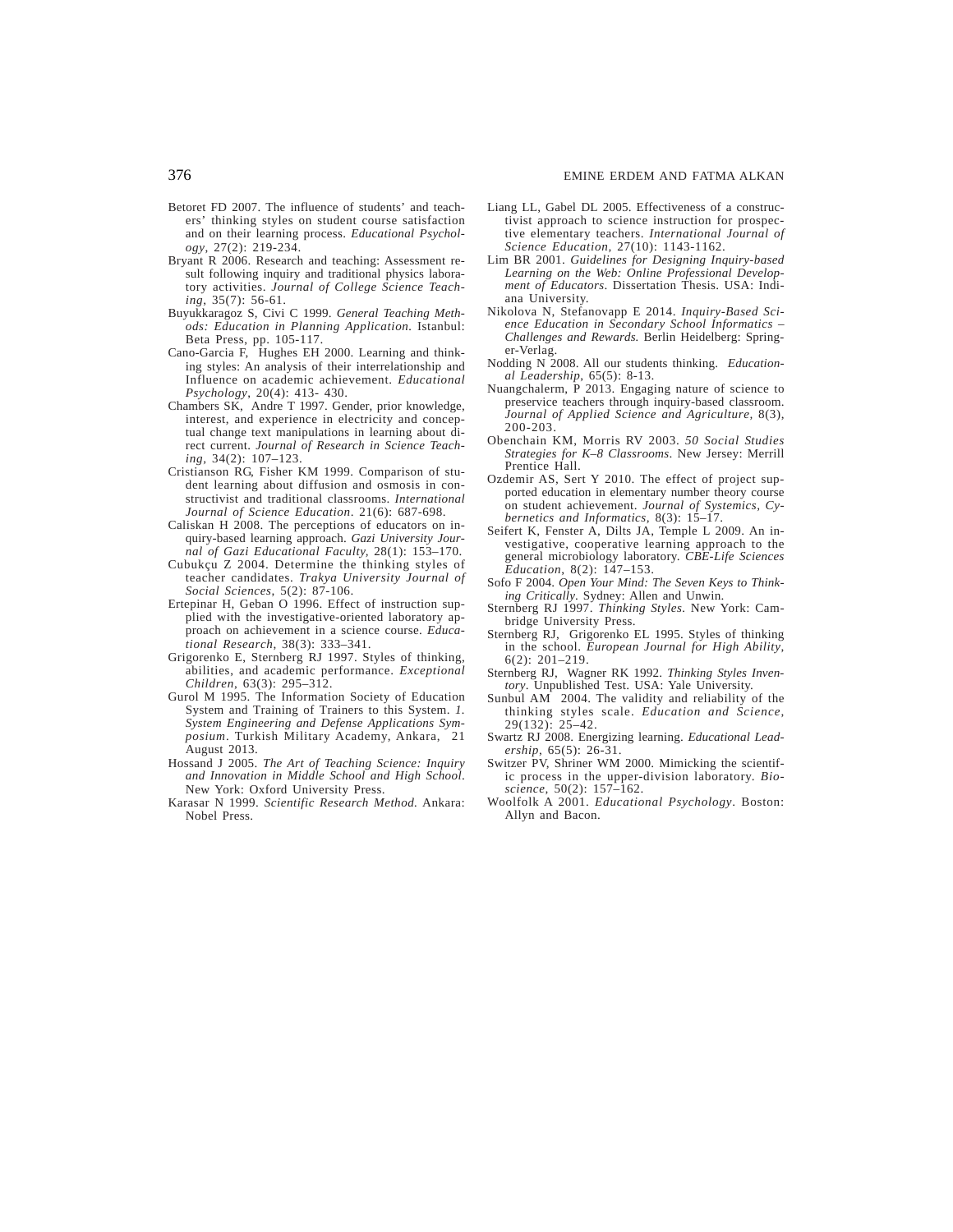Betoret FD 2007. The influence of students' and teachers' thinking styles on student course satisfaction and on their learning process. *Educational Psychology*, 27(2): 219-234.

Bryant R 2006. Research and teaching: Assessment result following inquiry and traditional physics laboratory activities. *Journal of College Science Teaching*, 35(7): 56-61.

Buyukkaragoz S, Civi C 1999. *General Teaching Methods: Education in Planning Application*. Istanbul: Beta Press, pp. 105-117.

Cano-Garcia F, Hughes EH 2000. Learning and thinking styles: An analysis of their interrelationship and Influence on academic achievement. *Educational Psychology*, 20(4): 413- 430.

Chambers SK, Andre T 1997. Gender, prior knowledge, interest, and experience in electricity and conceptual change text manipulations in learning about direct current. *Journal of Research in Science Teaching*, 34(2): 107–123.

Cristianson RG, Fisher KM 1999. Comparison of student learning about diffusion and osmosis in constructivist and traditional classrooms. *International Journal of Science Education*. 21(6): 687-698.

Caliskan H 2008. The perceptions of educators on inquiry-based learning approach. *Gazi University Journal of Gazi Educational Faculty*, 28(1): 153–170.

Cubukçu Z 2004. Determine the thinking styles of teacher candidates. *Trakya University Journal of Social Sciences*, 5(2): 87-106.

Ertepinar H, Geban O 1996. Effect of instruction supplied with the investigative-oriented laboratory approach on achievement in a science course. *Educational Research*, 38(3): 333–341.

Grigorenko E, Sternberg RJ 1997. Styles of thinking, abilities, and academic performance. *Exceptional Children*, 63(3): 295–312.

Gurol M 1995. The Information Society of Education System and Training of Trainers to this System. *1. System Engineering and Defense Applications Symposium*. Turkish Military Academy, Ankara, 21 August 2013.

Hossand J 2005. *The Art of Teaching Science: Inquiry and Innovation in Middle School and High School*. New York: Oxford University Press.

Karasar N 1999. *Scientific Research Method*. Ankara: Nobel Press.

Liang LL, Gabel DL 2005. Effectiveness of a constructivist approach to science instruction for prospective elementary teachers. *International Journal of Science Education*, 27(10): 1143-1162.

Lim BR 2001. *Guidelines for Designing Inquiry-based Learning on the Web: Online Professional Development of Educators*. Dissertation Thesis. USA: Indiana University.

Nikolova N, Stefanovapp E 2014. *Inquiry-Based Science Education in Secondary School Informatics – Challenges and Rewards*. Berlin Heidelberg: Springer-Verlag.

Nodding N 2008. All our students thinking. *Educational Leadership*, 65(5): 8-13.

Nuangchalerm, P 2013. Engaging nature of science to preservice teachers through inquiry-based classroom. *Journal of Applied Science and Agriculture*, 8(3), 200-203.

Obenchain KM, Morris RV 2003. *50 Social Studies Strategies for K–8 Classrooms*. New Jersey: Merrill Prentice Hall.

Ozdemir AS, Sert Y 2010. The effect of project supported education in elementary number theory course on student achievement. *Journal of Systemics, Cybernetics and Informatics*, 8(3): 15–17.

Seifert K, Fenster A, Dilts JA, Temple L 2009. An investigative, cooperative learning approach to the general microbiology laboratory. *CBE-Life Sciences Education*, 8(2): 147–153.

Sofo F 2004. *Open Your Mind: The Seven Keys to Thinking Critically*. Sydney: Allen and Unwin.

Sternberg RJ 1997. *Thinking Styles*. New York: Cambridge University Press.

Sternberg RJ, Grigorenko EL 1995. Styles of thinking in the school. *European Journal for High Ability*, 6(2): 201–219.

Sternberg RJ, Wagner RK 1992. *Thinking Styles Inventory*. Unpublished Test. USA: Yale University.

Sunbul AM 2004. The validity and reliability of the thinking styles scale. *Education and Science*, 29(132): 25–42.

Swartz RJ 2008. Energizing learning. *Educational Leadership*, 65(5): 26-31.

Switzer PV, Shriner WM 2000. Mimicking the scientific process in the upper-division laboratory. *Bioscience*, 50(2): 157–162.

Woolfolk A 2001. *Educational Psychology*. Boston: Allyn and Bacon.